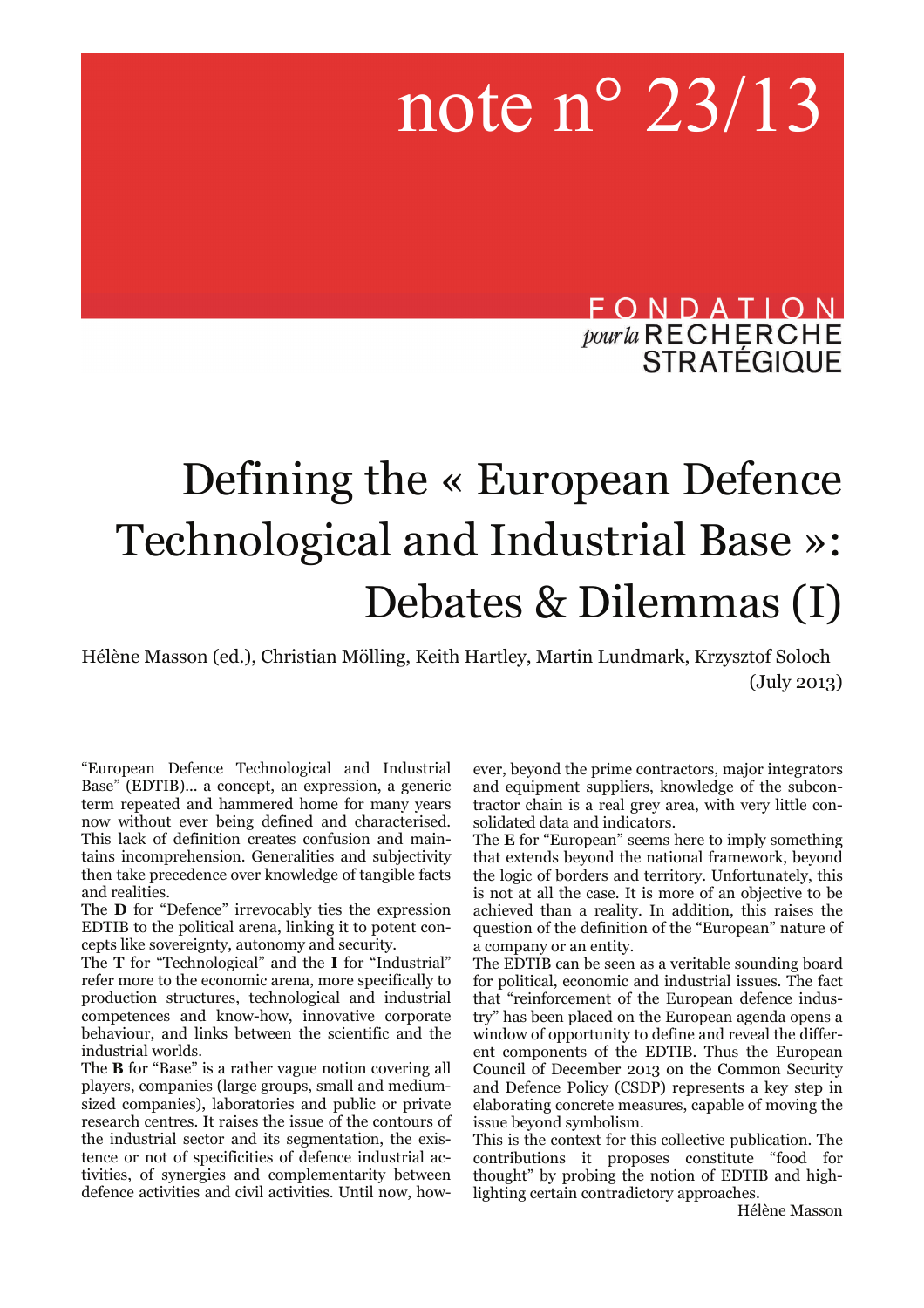note n° 23/13

FONDATION pour la RECHERCHE STRATÉGIQUE

# Defining the « European Defence Technological and Industrial Base »: Debates & Dilemmas (I)

Hélène Masson (ed.), Christian Mölling, Keith Hartley, Martin Lundmark, Krzysztof Soloch

(July 2013)

"European Defence Technological and Industrial Base" (EDTIB)… a concept, an expression, a generic term repeated and hammered home for many years now without ever being defined and characterised. This lack of definition creates confusion and maintains incomprehension. Generalities and subjectivity then take precedence over knowledge of tangible facts and realities.

The **D** for "Defence" irrevocably ties the expression EDTIB to the political arena, linking it to potent concepts like sovereignty, autonomy and security.

The **T** for "Technological" and the **I** for "Industrial" refer more to the economic arena, more specifically to production structures, technological and industrial competences and know-how, innovative corporate behaviour, and links between the scientific and the industrial worlds.

The **B** for "Base" is a rather vague notion covering all players, companies (large groups, small and medium-sized companies), laboratories and public or private research centres. It raises the issue of the contours of the industrial sector and its segmentation, the existence or not of specificities of defence industrial activities, of synergies and complementarity between defence activities and civil activities. Until now, however, beyond the prime contractors, major integrators and equipment suppliers, knowledge of the subcontractor chain is a real grey area, with very little consolidated data and indicators.

The **E** for "European" seems here to imply something that extends beyond the national framework, beyond the logic of borders and territory. Unfortunately, this is not at all the case. It is more of an objective to be achieved than a reality. In addition, this raises the question of the definition of the "European" nature of a company or an entity.

The EDTIB can be seen as a veritable sounding board for political, economic and industrial issues. The fact that "reinforcement of the European defence industry" has been placed on the European agenda opens a window of opportunity to define and reveal the different components of the EDTIB. Thus the European Council of December 2013 on the Common Security and Defence Policy (CSDP) represents a key step in elaborating concrete measures, capable of moving the issue beyond symbolism.

This is the context for this collective publication. The contributions it proposes constitute "food for thought" by probing the notion of EDTIB and highlighting certain contradictory approaches.

Hélène Masson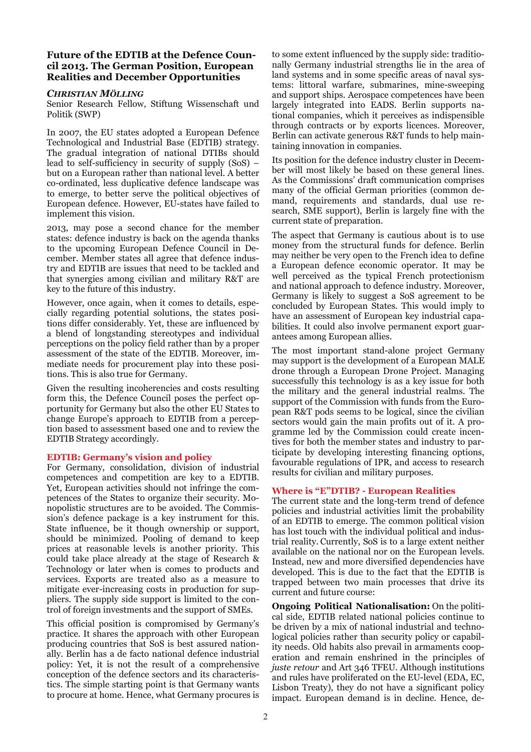## Future of the EDTIB at the Defence Council 2013. The German Position, European Realities and December Opportunities

***CHRISTIAN MÖLLING***

Senior Research Fellow, Stiftung Wissenschaft und Politik (SWP)

In 2007, the EU states adopted a European Defence Technological and Industrial Base (EDTIB) strategy. The gradual integration of national DTIBs should lead to self-sufficiency in security of supply (SoS) – but on a European rather than national level. A better co-ordinated, less duplicative defence landscape was to emerge, to better serve the political objectives of European defence. However, EU-states have failed to implement this vision.

2013, may pose a second chance for the member states: defence industry is back on the agenda thanks to the upcoming European Defence Council in December. Member states all agree that defence industry and EDTIB are issues that need to be tackled and that synergies among civilian and military R&T are key to the future of this industry.

However, once again, when it comes to details, especially regarding potential solutions, the states positions differ considerably. Yet, these are influenced by a blend of longstanding stereotypes and individual perceptions on the policy field rather than by a proper assessment of the state of the EDTIB. Moreover, immediate needs for procurement play into these positions. This is also true for Germany.

Given the resulting incoherencies and costs resulting form this, the Defence Council poses the perfect opportunity for Germany but also the other EU States to change Europe's approach to EDTIB from a perception based to assessment based one and to review the EDTIB Strategy accordingly.

### EDTIB: Germany's vision and policy

For Germany, consolidation, division of industrial competences and competition are key to a EDTIB. Yet, European activities should not infringe the competences of the States to organize their security. Monopolistic structures are to be avoided. The Commission's defence package is a key instrument for this. State influence, be it though ownership or support, should be minimized. Pooling of demand to keep prices at reasonable levels is another priority. This could take place already at the stage of Research & Technology or later when is comes to products and services. Exports are treated also as a measure to mitigate ever-increasing costs in production for suppliers. The supply side support is limited to the control of foreign investments and the support of SMEs.

This official position is compromised by Germany's practice. It shares the approach with other European producing countries that SoS is best assured nationally. Berlin has a de facto national defence industrial policy: Yet, it is not the result of a comprehensive conception of the defence sectors and its characteristics. The simple starting point is that Germany wants to procure at home. Hence, what Germany procures is to some extent influenced by the supply side: traditionally Germany industrial strengths lie in the area of land systems and in some specific areas of naval systems: littoral warfare, submarines, mine-sweeping and support ships. Aerospace competences have been largely integrated into EADS. Berlin supports national companies, which it perceives as indispensible through contracts or by exports licences. Moreover, Berlin can activate generous R&T funds to help maintaining innovation in companies.

Its position for the defence industry cluster in December will most likely be based on these general lines. As the Commissions' draft communication comprises many of the official German priorities (common demand, requirements and standards, dual use research, SME support), Berlin is largely fine with the current state of preparation.

The aspect that Germany is cautious about is to use money from the structural funds for defence. Berlin may neither be very open to the French idea to define a European defence economic operator. It may be well perceived as the typical French protectionism and national approach to defence industry. Moreover, Germany is likely to suggest a SoS agreement to be concluded by European States. This would imply to have an assessment of European key industrial capabilities. It could also involve permanent export guarantees among European allies.

The most important stand-alone project Germany may support is the development of a European MALE drone through a European Drone Project. Managing successfully this technology is as a key issue for both the military and the general industrial realms. The support of the Commission with funds from the European R&T pods seems to be logical, since the civilian sectors would gain the main profits out of it. A programme led by the Commission could create incentives for both the member states and industry to participate by developing interesting financing options, favourable regulations of IPR, and access to research results for civilian and military purposes.

### Where is "E"DTIB? - European Realities

The current state and the long-term trend of defence policies and industrial activities limit the probability of an EDTIB to emerge. The common political vision has lost touch with the individual political and industrial reality. Currently, SoS is to a large extent neither available on the national nor on the European levels. Instead, new and more diversified dependencies have developed. This is due to the fact that the EDTIB is trapped between two main processes that drive its current and future course:

**Ongoing Political Nationalisation:** On the political side, EDTIB related national policies continue to be driven by a mix of national industrial and technological policies rather than security policy or capability needs. Old habits also prevail in armaments cooperation and remain enshrined in the principles of *juste retour* and Art 346 TFEU. Although institutions and rules have proliferated on the EU-level (EDA, EC, Lisbon Treaty), they do not have a significant policy impact. European demand is in decline. Hence, de-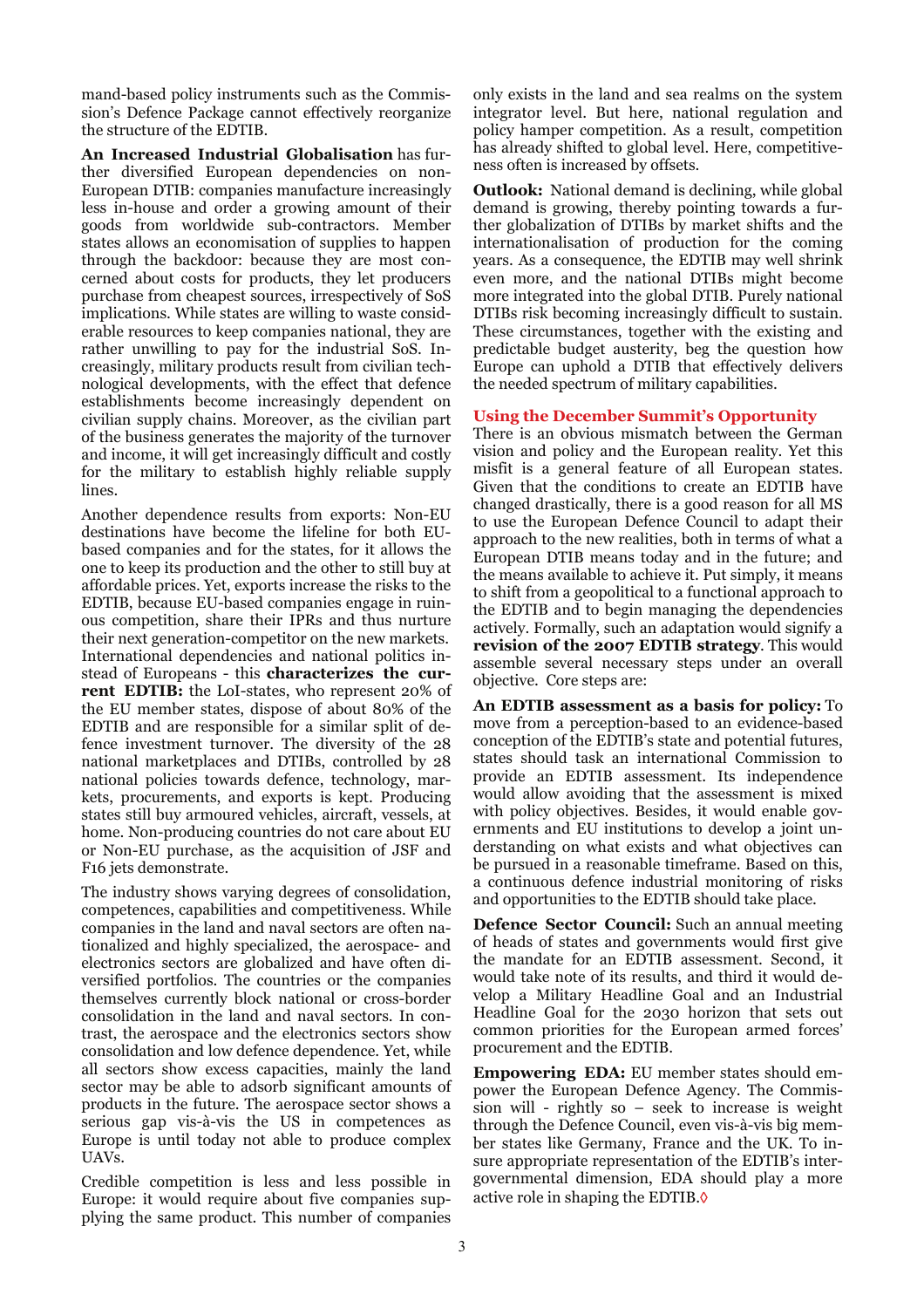mand-based policy instruments such as the Commission's Defence Package cannot effectively reorganize the structure of the EDTIB.

**An Increased Industrial Globalisation** has further diversified European dependencies on non-European DTIB: companies manufacture increasingly less in-house and order a growing amount of their goods from worldwide sub-contractors. Member states allows an economisation of supplies to happen through the backdoor: because they are most concerned about costs for products, they let producers purchase from cheapest sources, irrespectively of SoS implications. While states are willing to waste considerable resources to keep companies national, they are rather unwilling to pay for the industrial SoS. Increasingly, military products result from civilian technological developments, with the effect that defence establishments become increasingly dependent on civilian supply chains. Moreover, as the civilian part of the business generates the majority of the turnover and income, it will get increasingly difficult and costly for the military to establish highly reliable supply lines.

Another dependence results from exports: Non-EU destinations have become the lifeline for both EU-based companies and for the states, for it allows the one to keep its production and the other to still buy at affordable prices. Yet, exports increase the risks to the EDTIB, because EU-based companies engage in ruinous competition, share their IPRs and thus nurture their next generation-competitor on the new markets. International dependencies and national politics instead of Europeans - this **characterizes the current EDTIB:** the LoI-states, who represent 20% of the EU member states, dispose of about 80% of the EDTIB and are responsible for a similar split of defence investment turnover. The diversity of the 28 national marketplaces and DTIBs, controlled by 28 national policies towards defence, technology, markets, procurements, and exports is kept. Producing states still buy armoured vehicles, aircraft, vessels, at home. Non-producing countries do not care about EU or Non-EU purchase, as the acquisition of JSF and F16 jets demonstrate.

The industry shows varying degrees of consolidation, competences, capabilities and competitiveness. While companies in the land and naval sectors are often nationalized and highly specialized, the aerospace- and electronics sectors are globalized and have often diversified portfolios. The countries or the companies themselves currently block national or cross-border consolidation in the land and naval sectors. In contrast, the aerospace and the electronics sectors show consolidation and low defence dependence. Yet, while all sectors show excess capacities, mainly the land sector may be able to adsorb significant amounts of products in the future. The aerospace sector shows a serious gap vis-à-vis the US in competences as Europe is until today not able to produce complex UAVs.

Credible competition is less and less possible in Europe: it would require about five companies supplying the same product. This number of companies only exists in the land and sea realms on the system integrator level. But here, national regulation and policy hamper competition. As a result, competition has already shifted to global level. Here, competitiveness often is increased by offsets.

**Outlook:** National demand is declining, while global demand is growing, thereby pointing towards a further globalization of DTIBs by market shifts and the internationalisation of production for the coming years. As a consequence, the EDTIB may well shrink even more, and the national DTIBs might become more integrated into the global DTIB. Purely national DTIBs risk becoming increasingly difficult to sustain. These circumstances, together with the existing and predictable budget austerity, beg the question how Europe can uphold a DTIB that effectively delivers the needed spectrum of military capabilities.

## Using the December Summit's Opportunity

There is an obvious mismatch between the German vision and policy and the European reality. Yet this misfit is a general feature of all European states. Given that the conditions to create an EDTIB have changed drastically, there is a good reason for all MS to use the European Defence Council to adapt their approach to the new realities, both in terms of what a European DTIB means today and in the future; and the means available to achieve it. Put simply, it means to shift from a geopolitical to a functional approach to the EDTIB and to begin managing the dependencies actively. Formally, such an adaptation would signify a **revision of the 2007 EDTIB strategy**. This would assemble several necessary steps under an overall objective. Core steps are:

**An EDTIB assessment as a basis for policy:** To move from a perception-based to an evidence-based conception of the EDTIB's state and potential futures, states should task an international Commission to provide an EDTIB assessment. Its independence would allow avoiding that the assessment is mixed with policy objectives. Besides, it would enable governments and EU institutions to develop a joint understanding on what exists and what objectives can be pursued in a reasonable timeframe. Based on this, a continuous defence industrial monitoring of risks and opportunities to the EDTIB should take place.

**Defence Sector Council:** Such an annual meeting of heads of states and governments would first give the mandate for an EDTIB assessment. Second, it would take note of its results, and third it would develop a Military Headline Goal and an Industrial Headline Goal for the 2030 horizon that sets out common priorities for the European armed forces' procurement and the EDTIB.

**Empowering EDA:** EU member states should empower the European Defence Agency. The Commission will - rightly so – seek to increase is weight through the Defence Council, even vis-à-vis big member states like Germany, France and the UK. To insure appropriate representation of the EDTIB's intergovernmental dimension, EDA should play a more active role in shaping the EDTIB.◊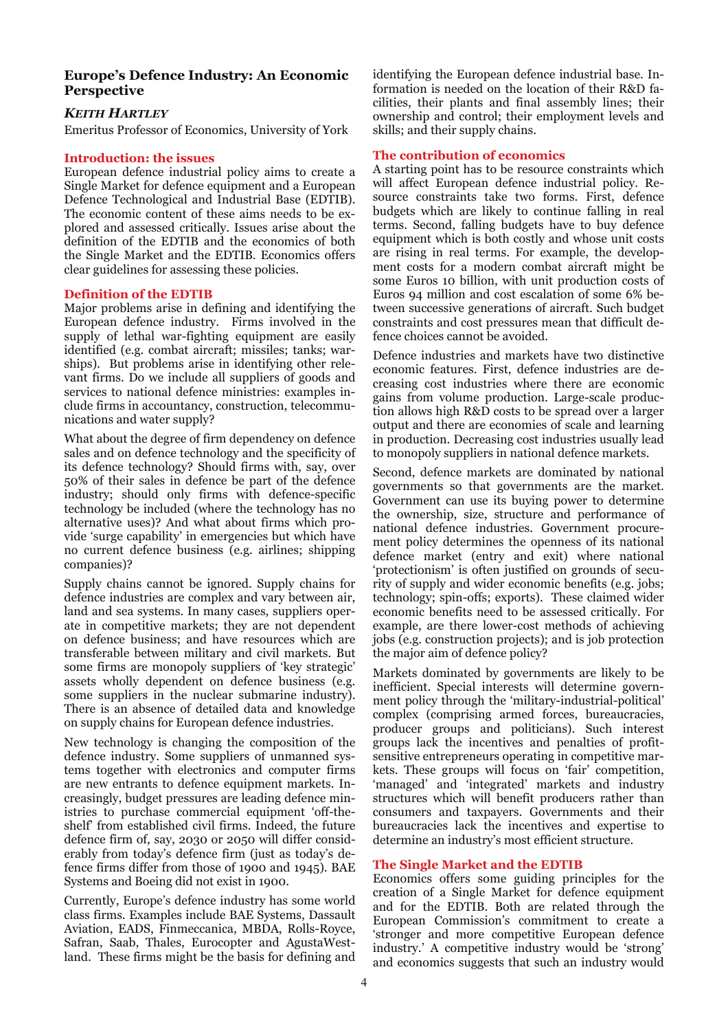## Europe's Defence Industry: An Economic Perspective

***KEITH HARTLEY***

Emeritus Professor of Economics, University of York

### Introduction: the issues

European defence industrial policy aims to create a Single Market for defence equipment and a European Defence Technological and Industrial Base (EDTIB). The economic content of these aims needs to be explored and assessed critically. Issues arise about the definition of the EDTIB and the economics of both the Single Market and the EDTIB. Economics offers clear guidelines for assessing these policies.

### Definition of the EDTIB

Major problems arise in defining and identifying the European defence industry. Firms involved in the supply of lethal war-fighting equipment are easily identified (e.g. combat aircraft; missiles; tanks; warships). But problems arise in identifying other relevant firms. Do we include all suppliers of goods and services to national defence ministries: examples include firms in accountancy, construction, telecommunications and water supply?

What about the degree of firm dependency on defence sales and on defence technology and the specificity of its defence technology? Should firms with, say, over 50% of their sales in defence be part of the defence industry; should only firms with defence-specific technology be included (where the technology has no alternative uses)? And what about firms which provide 'surge capability' in emergencies but which have no current defence business (e.g. airlines; shipping companies)?

Supply chains cannot be ignored. Supply chains for defence industries are complex and vary between air, land and sea systems. In many cases, suppliers operate in competitive markets; they are not dependent on defence business; and have resources which are transferable between military and civil markets. But some firms are monopoly suppliers of 'key strategic' assets wholly dependent on defence business (e.g. some suppliers in the nuclear submarine industry). There is an absence of detailed data and knowledge on supply chains for European defence industries.

New technology is changing the composition of the defence industry. Some suppliers of unmanned systems together with electronics and computer firms are new entrants to defence equipment markets. Increasingly, budget pressures are leading defence ministries to purchase commercial equipment 'off-the-shelf' from established civil firms. Indeed, the future defence firm of, say, 2030 or 2050 will differ considerably from today's defence firm (just as today's defence firms differ from those of 1900 and 1945). BAE Systems and Boeing did not exist in 1900.

Currently, Europe's defence industry has some world class firms. Examples include BAE Systems, Dassault Aviation, EADS, Finmeccanica, MBDA, Rolls-Royce, Safran, Saab, Thales, Eurocopter and AgustaWestland. These firms might be the basis for defining and identifying the European defence industrial base. Information is needed on the location of their R&D facilities, their plants and final assembly lines; their ownership and control; their employment levels and skills; and their supply chains.

### The contribution of economics

A starting point has to be resource constraints which will affect European defence industrial policy. Resource constraints take two forms. First, defence budgets which are likely to continue falling in real terms. Second, falling budgets have to buy defence equipment which is both costly and whose unit costs are rising in real terms. For example, the development costs for a modern combat aircraft might be some Euros 10 billion, with unit production costs of Euros 94 million and cost escalation of some 6% between successive generations of aircraft. Such budget constraints and cost pressures mean that difficult defence choices cannot be avoided.

Defence industries and markets have two distinctive economic features. First, defence industries are decreasing cost industries where there are economic gains from volume production. Large-scale production allows high R&D costs to be spread over a larger output and there are economies of scale and learning in production. Decreasing cost industries usually lead to monopoly suppliers in national defence markets.

Second, defence markets are dominated by national governments so that governments are the market. Government can use its buying power to determine the ownership, size, structure and performance of national defence industries. Government procurement policy determines the openness of its national defence market (entry and exit) where national 'protectionism' is often justified on grounds of security of supply and wider economic benefits (e.g. jobs; technology; spin-offs; exports). These claimed wider economic benefits need to be assessed critically. For example, are there lower-cost methods of achieving jobs (e.g. construction projects); and is job protection the major aim of defence policy?

Markets dominated by governments are likely to be inefficient. Special interests will determine government policy through the 'military-industrial-political' complex (comprising armed forces, bureaucracies, producer groups and politicians). Such interest groups lack the incentives and penalties of profit-sensitive entrepreneurs operating in competitive markets. These groups will focus on 'fair' competition, 'managed' and 'integrated' markets and industry structures which will benefit producers rather than consumers and taxpayers. Governments and their bureaucracies lack the incentives and expertise to determine an industry's most efficient structure.

### The Single Market and the EDTIB

Economics offers some guiding principles for the creation of a Single Market for defence equipment and for the EDTIB. Both are related through the European Commission's commitment to create a 'stronger and more competitive European defence industry.' A competitive industry would be 'strong' and economics suggests that such an industry would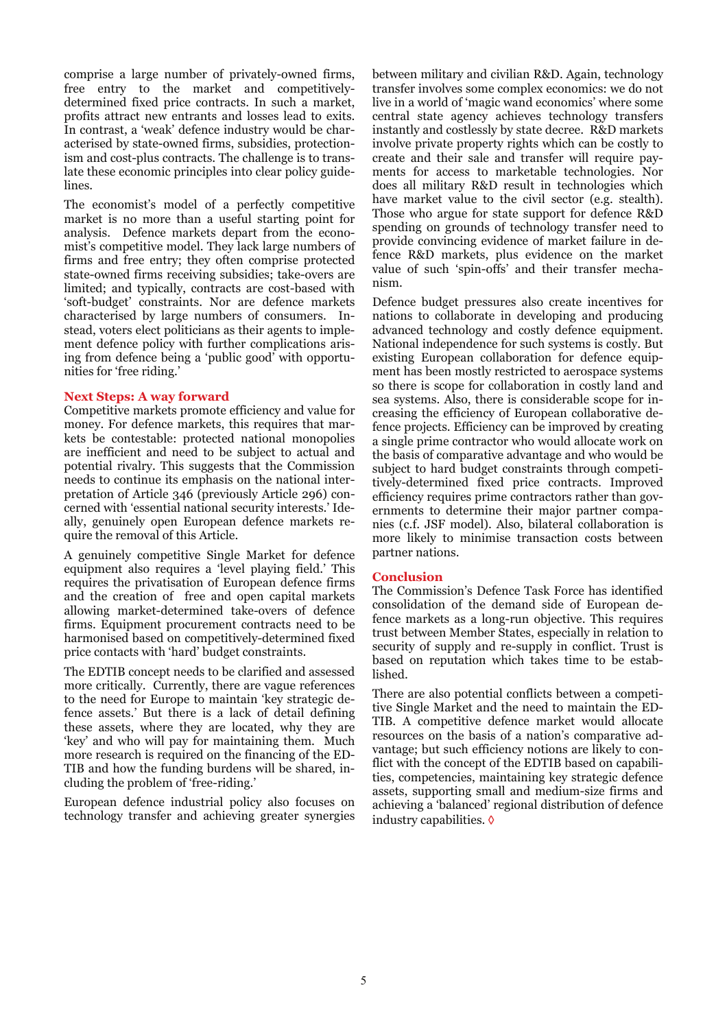comprise a large number of privately-owned firms, free entry to the market and competitively-determined fixed price contracts. In such a market, profits attract new entrants and losses lead to exits. In contrast, a 'weak' defence industry would be characterised by state-owned firms, subsidies, protectionism and cost-plus contracts. The challenge is to translate these economic principles into clear policy guidelines.

The economist's model of a perfectly competitive market is no more than a useful starting point for analysis. Defence markets depart from the economist's competitive model. They lack large numbers of firms and free entry; they often comprise protected state-owned firms receiving subsidies; take-overs are limited; and typically, contracts are cost-based with 'soft-budget' constraints. Nor are defence markets characterised by large numbers of consumers. Instead, voters elect politicians as their agents to implement defence policy with further complications arising from defence being a 'public good' with opportunities for 'free riding.'

## Next Steps: A way forward

Competitive markets promote efficiency and value for money. For defence markets, this requires that markets be contestable: protected national monopolies are inefficient and need to be subject to actual and potential rivalry. This suggests that the Commission needs to continue its emphasis on the national interpretation of Article 346 (previously Article 296) concerned with 'essential national security interests.' Ideally, genuinely open European defence markets require the removal of this Article.

A genuinely competitive Single Market for defence equipment also requires a 'level playing field.' This requires the privatisation of European defence firms and the creation of free and open capital markets allowing market-determined take-overs of defence firms. Equipment procurement contracts need to be harmonised based on competitively-determined fixed price contacts with 'hard' budget constraints.

The EDTIB concept needs to be clarified and assessed more critically. Currently, there are vague references to the need for Europe to maintain 'key strategic defence assets.' But there is a lack of detail defining these assets, where they are located, why they are 'key' and who will pay for maintaining them. Much more research is required on the financing of the EDTIB and how the funding burdens will be shared, including the problem of 'free-riding.'

European defence industrial policy also focuses on technology transfer and achieving greater synergies between military and civilian R&D. Again, technology transfer involves some complex economics: we do not live in a world of 'magic wand economics' where some central state agency achieves technology transfers instantly and costlessly by state decree. R&D markets involve private property rights which can be costly to create and their sale and transfer will require payments for access to marketable technologies. Nor does all military R&D result in technologies which have market value to the civil sector (e.g. stealth). Those who argue for state support for defence R&D spending on grounds of technology transfer need to provide convincing evidence of market failure in defence R&D markets, plus evidence on the market value of such 'spin-offs' and their transfer mechanism.

Defence budget pressures also create incentives for nations to collaborate in developing and producing advanced technology and costly defence equipment. National independence for such systems is costly. But existing European collaboration for defence equipment has been mostly restricted to aerospace systems so there is scope for collaboration in costly land and sea systems. Also, there is considerable scope for increasing the efficiency of European collaborative defence projects. Efficiency can be improved by creating a single prime contractor who would allocate work on the basis of comparative advantage and who would be subject to hard budget constraints through competitively-determined fixed price contracts. Improved efficiency requires prime contractors rather than governments to determine their major partner companies (c.f. JSF model). Also, bilateral collaboration is more likely to minimise transaction costs between partner nations.

## Conclusion

The Commission's Defence Task Force has identified consolidation of the demand side of European defence markets as a long-run objective. This requires trust between Member States, especially in relation to security of supply and re-supply in conflict. Trust is based on reputation which takes time to be established.

There are also potential conflicts between a competitive Single Market and the need to maintain the EDTIB. A competitive defence market would allocate resources on the basis of a nation's comparative advantage; but such efficiency notions are likely to conflict with the concept of the EDTIB based on capabilities, competencies, maintaining key strategic defence assets, supporting small and medium-size firms and achieving a 'balanced' regional distribution of defence industry capabilities. ◊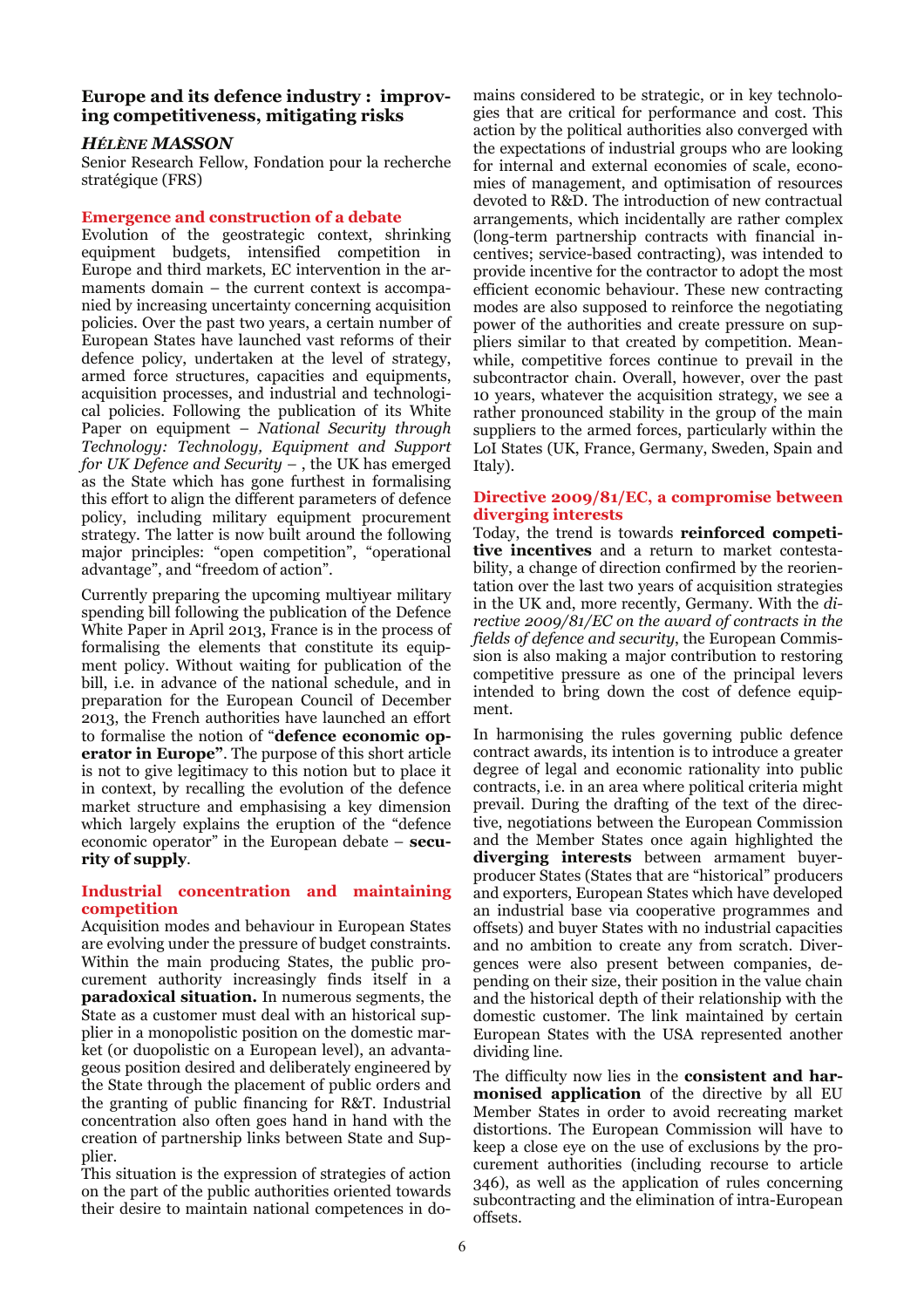## Europe and its defence industry : improving competitiveness, mitigating risks

***Hélène Masson***

Senior Research Fellow, Fondation pour la recherche stratégique (FRS)

### Emergence and construction of a debate

Evolution of the geostrategic context, shrinking equipment budgets, intensified competition in Europe and third markets, EC intervention in the armaments domain – the current context is accompanied by increasing uncertainty concerning acquisition policies. Over the past two years, a certain number of European States have launched vast reforms of their defence policy, undertaken at the level of strategy, armed force structures, capacities and equipments, acquisition processes, and industrial and technological policies. Following the publication of its White Paper on equipment – *National Security through Technology: Technology, Equipment and Support for UK Defence and Security* – , the UK has emerged as the State which has gone furthest in formalising this effort to align the different parameters of defence policy, including military equipment procurement strategy. The latter is now built around the following major principles: "open competition", "operational advantage", and "freedom of action".

Currently preparing the upcoming multiyear military spending bill following the publication of the Defence White Paper in April 2013, France is in the process of formalising the elements that constitute its equipment policy. Without waiting for publication of the bill, i.e. in advance of the national schedule, and in preparation for the European Council of December 2013, the French authorities have launched an effort to formalise the notion of "**defence economic operator in Europe"**. The purpose of this short article is not to give legitimacy to this notion but to place it in context, by recalling the evolution of the defence market structure and emphasising a key dimension which largely explains the eruption of the "defence economic operator" in the European debate – **security of supply**.

### Industrial concentration and maintaining competition

Acquisition modes and behaviour in European States are evolving under the pressure of budget constraints. Within the main producing States, the public procurement authority increasingly finds itself in a **paradoxical situation.** In numerous segments, the State as a customer must deal with an historical supplier in a monopolistic position on the domestic market (or duopolistic on a European level), an advantageous position desired and deliberately engineered by the State through the placement of public orders and the granting of public financing for R&T. Industrial concentration also often goes hand in hand with the creation of partnership links between State and Supplier.

This situation is the expression of strategies of action on the part of the public authorities oriented towards their desire to maintain national competences in domains considered to be strategic, or in key technologies that are critical for performance and cost. This action by the political authorities also converged with the expectations of industrial groups who are looking for internal and external economies of scale, economies of management, and optimisation of resources devoted to R&D. The introduction of new contractual arrangements, which incidentally are rather complex (long-term partnership contracts with financial incentives; service-based contracting), was intended to provide incentive for the contractor to adopt the most efficient economic behaviour. These new contracting modes are also supposed to reinforce the negotiating power of the authorities and create pressure on suppliers similar to that created by competition. Meanwhile, competitive forces continue to prevail in the subcontractor chain. Overall, however, over the past 10 years, whatever the acquisition strategy, we see a rather pronounced stability in the group of the main suppliers to the armed forces, particularly within the LoI States (UK, France, Germany, Sweden, Spain and Italy).

### Directive 2009/81/EC, a compromise between diverging interests

Today, the trend is towards **reinforced competitive incentives** and a return to market contestability, a change of direction confirmed by the reorientation over the last two years of acquisition strategies in the UK and, more recently, Germany. With the *directive 2009/81/EC on the award of contracts in the fields of defence and security*, the European Commission is also making a major contribution to restoring competitive pressure as one of the principal levers intended to bring down the cost of defence equipment.

In harmonising the rules governing public defence contract awards, its intention is to introduce a greater degree of legal and economic rationality into public contracts, i.e. in an area where political criteria might prevail. During the drafting of the text of the directive, negotiations between the European Commission and the Member States once again highlighted the **diverging interests** between armament buyer-producer States (States that are "historical" producers and exporters, European States which have developed an industrial base via cooperative programmes and offsets) and buyer States with no industrial capacities and no ambition to create any from scratch. Divergences were also present between companies, depending on their size, their position in the value chain and the historical depth of their relationship with the domestic customer. The link maintained by certain European States with the USA represented another dividing line.

The difficulty now lies in the **consistent and harmonised application** of the directive by all EU Member States in order to avoid recreating market distortions. The European Commission will have to keep a close eye on the use of exclusions by the procurement authorities (including recourse to article 346), as well as the application of rules concerning subcontracting and the elimination of intra-European offsets.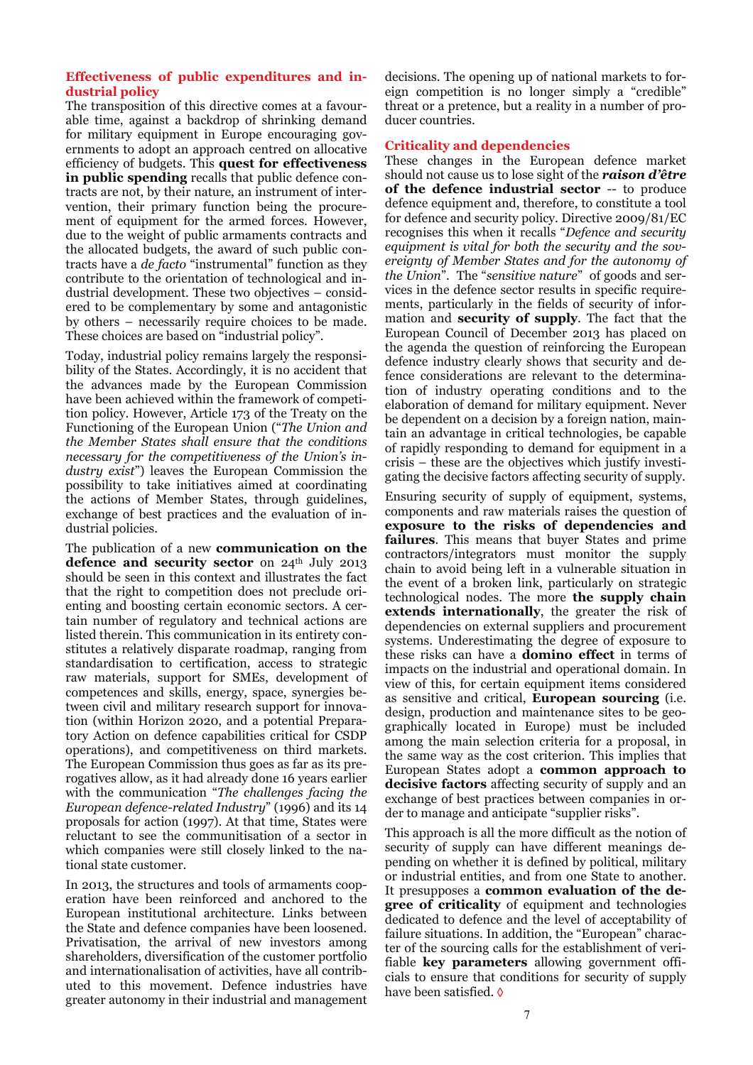## Effectiveness of public expenditures and industrial policy

The transposition of this directive comes at a favourable time, against a backdrop of shrinking demand for military equipment in Europe encouraging governments to adopt an approach centred on allocative efficiency of budgets. This **quest for effectiveness in public spending** recalls that public defence contracts are not, by their nature, an instrument of intervention, their primary function being the procurement of equipment for the armed forces. However, due to the weight of public armaments contracts and the allocated budgets, the award of such public contracts have a *de facto* "instrumental" function as they contribute to the orientation of technological and industrial development. These two objectives – considered to be complementary by some and antagonistic by others – necessarily require choices to be made. These choices are based on "industrial policy".

Today, industrial policy remains largely the responsibility of the States. Accordingly, it is no accident that the advances made by the European Commission have been achieved within the framework of competition policy. However, Article 173 of the Treaty on the Functioning of the European Union ("*The Union and the Member States shall ensure that the conditions necessary for the competitiveness of the Union's industry exist*") leaves the European Commission the possibility to take initiatives aimed at coordinating the actions of Member States, through guidelines, exchange of best practices and the evaluation of industrial policies.

The publication of a new **communication on the defence and security sector** on 24th July 2013 should be seen in this context and illustrates the fact that the right to competition does not preclude orienting and boosting certain economic sectors. A certain number of regulatory and technical actions are listed therein. This communication in its entirety constitutes a relatively disparate roadmap, ranging from standardisation to certification, access to strategic raw materials, support for SMEs, development of competences and skills, energy, space, synergies between civil and military research support for innovation (within Horizon 2020, and a potential Preparatory Action on defence capabilities critical for CSDP operations), and competitiveness on third markets. The European Commission thus goes as far as its prerogatives allow, as it had already done 16 years earlier with the communication "*The challenges facing the European defence-related Industry*" (1996) and its 14 proposals for action (1997). At that time, States were reluctant to see the communitisation of a sector in which companies were still closely linked to the national state customer.

In 2013, the structures and tools of armaments cooperation have been reinforced and anchored to the European institutional architecture. Links between the State and defence companies have been loosened. Privatisation, the arrival of new investors among shareholders, diversification of the customer portfolio and internationalisation of activities, have all contributed to this movement. Defence industries have greater autonomy in their industrial and management decisions. The opening up of national markets to foreign competition is no longer simply a "credible" threat or a pretence, but a reality in a number of producer countries.

## Criticality and dependencies

These changes in the European defence market should not cause us to lose sight of the ***raison d'être* of the defence industrial sector** -- to produce defence equipment and, therefore, to constitute a tool for defence and security policy. Directive 2009/81/EC recognises this when it recalls "*Defence and security equipment is vital for both the security and the sovereignty of Member States and for the autonomy of the Union*". The "*sensitive nature*" of goods and services in the defence sector results in specific requirements, particularly in the fields of security of information and **security of supply**. The fact that the European Council of December 2013 has placed on the agenda the question of reinforcing the European defence industry clearly shows that security and defence considerations are relevant to the determination of industry operating conditions and to the elaboration of demand for military equipment. Never be dependent on a decision by a foreign nation, maintain an advantage in critical technologies, be capable of rapidly responding to demand for equipment in a crisis – these are the objectives which justify investigating the decisive factors affecting security of supply.

Ensuring security of supply of equipment, systems, components and raw materials raises the question of **exposure to the risks of dependencies and failures**. This means that buyer States and prime contractors/integrators must monitor the supply chain to avoid being left in a vulnerable situation in the event of a broken link, particularly on strategic technological nodes. The more **the supply chain extends internationally**, the greater the risk of dependencies on external suppliers and procurement systems. Underestimating the degree of exposure to these risks can have a **domino effect** in terms of impacts on the industrial and operational domain. In view of this, for certain equipment items considered as sensitive and critical, **European sourcing** (i.e. design, production and maintenance sites to be geographically located in Europe) must be included among the main selection criteria for a proposal, in the same way as the cost criterion. This implies that European States adopt a **common approach to decisive factors** affecting security of supply and an exchange of best practices between companies in order to manage and anticipate "supplier risks".

This approach is all the more difficult as the notion of security of supply can have different meanings depending on whether it is defined by political, military or industrial entities, and from one State to another. It presupposes a **common evaluation of the degree of criticality** of equipment and technologies dedicated to defence and the level of acceptability of failure situations. In addition, the "European" character of the sourcing calls for the establishment of verifiable **key parameters** allowing government officials to ensure that conditions for security of supply have been satisfied. ◊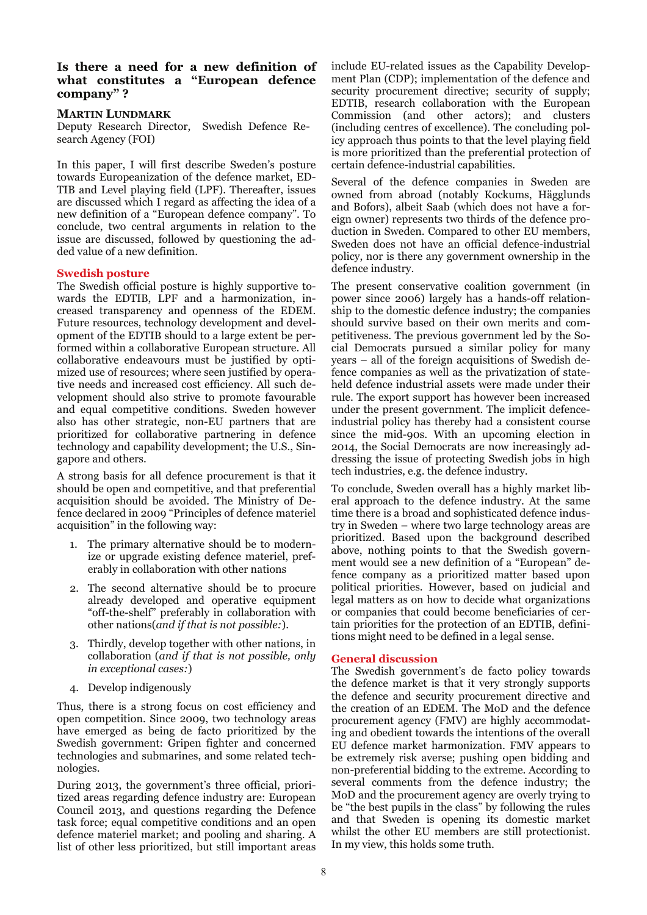## Is there a need for a new definition of what constitutes a "European defence company"?

**Martin Lundmark**
Deputy Research Director, Swedish Defence Research Agency (FOI)

In this paper, I will first describe Sweden's posture towards Europeanization of the defence market, EDTIB and Level playing field (LPF). Thereafter, issues are discussed which I regard as affecting the idea of a new definition of a "European defence company". To conclude, two central arguments in relation to the issue are discussed, followed by questioning the added value of a new definition.

### Swedish posture

The Swedish official posture is highly supportive towards the EDTIB, LPF and a harmonization, increased transparency and openness of the EDEM. Future resources, technology development and development of the EDTIB should to a large extent be performed within a collaborative European structure. All collaborative endeavours must be justified by optimized use of resources; where seen justified by operative needs and increased cost efficiency. All such development should also strive to promote favourable and equal competitive conditions. Sweden however also has other strategic, non-EU partners that are prioritized for collaborative partnering in defence technology and capability development; the U.S., Singapore and others.

A strong basis for all defence procurement is that it should be open and competitive, and that preferential acquisition should be avoided. The Ministry of Defence declared in 2009 "Principles of defence materiel acquisition" in the following way:

1. The primary alternative should be to modernize or upgrade existing defence materiel, preferably in collaboration with other nations
2. The second alternative should be to procure already developed and operative equipment "off-the-shelf" preferably in collaboration with other nations(*and if that is not possible:*).
3. Thirdly, develop together with other nations, in collaboration (*and if that is not possible, only in exceptional cases:*)
4. Develop indigenously

Thus, there is a strong focus on cost efficiency and open competition. Since 2009, two technology areas have emerged as being de facto prioritized by the Swedish government: Gripen fighter and concerned technologies and submarines, and some related technologies.

During 2013, the government's three official, prioritized areas regarding defence industry are: European Council 2013, and questions regarding the Defence task force; equal competitive conditions and an open defence materiel market; and pooling and sharing. A list of other less prioritized, but still important areas include EU-related issues as the Capability Development Plan (CDP); implementation of the defence and security procurement directive; security of supply; EDTIB, research collaboration with the European Commission (and other actors); and clusters (including centres of excellence). The concluding policy approach thus points to that the level playing field is more prioritized than the preferential protection of certain defence-industrial capabilities.

Several of the defence companies in Sweden are owned from abroad (notably Kockums, Hägglunds and Bofors), albeit Saab (which does not have a foreign owner) represents two thirds of the defence production in Sweden. Compared to other EU members, Sweden does not have an official defence-industrial policy, nor is there any government ownership in the defence industry.

The present conservative coalition government (in power since 2006) largely has a hands-off relationship to the domestic defence industry; the companies should survive based on their own merits and competitiveness. The previous government led by the Social Democrats pursued a similar policy for many years – all of the foreign acquisitions of Swedish defence companies as well as the privatization of state-held defence industrial assets were made under their rule. The export support has however been increased under the present government. The implicit defence-industrial policy has thereby had a consistent course since the mid-90s. With an upcoming election in 2014, the Social Democrats are now increasingly addressing the issue of protecting Swedish jobs in high tech industries, e.g. the defence industry.

To conclude, Sweden overall has a highly market liberal approach to the defence industry. At the same time there is a broad and sophisticated defence industry in Sweden – where two large technology areas are prioritized. Based upon the background described above, nothing points to that the Swedish government would see a new definition of a "European" defence company as a prioritized matter based upon political priorities. However, based on judicial and legal matters as on how to decide what organizations or companies that could become beneficiaries of certain priorities for the protection of an EDTIB, definitions might need to be defined in a legal sense.

### General discussion

The Swedish government's de facto policy towards the defence market is that it very strongly supports the defence and security procurement directive and the creation of an EDEM. The MoD and the defence procurement agency (FMV) are highly accommodating and obedient towards the intentions of the overall EU defence market harmonization. FMV appears to be extremely risk averse; pushing open bidding and non-preferential bidding to the extreme. According to several comments from the defence industry; the MoD and the procurement agency are overly trying to be "the best pupils in the class" by following the rules and that Sweden is opening its domestic market whilst the other EU members are still protectionist. In my view, this holds some truth.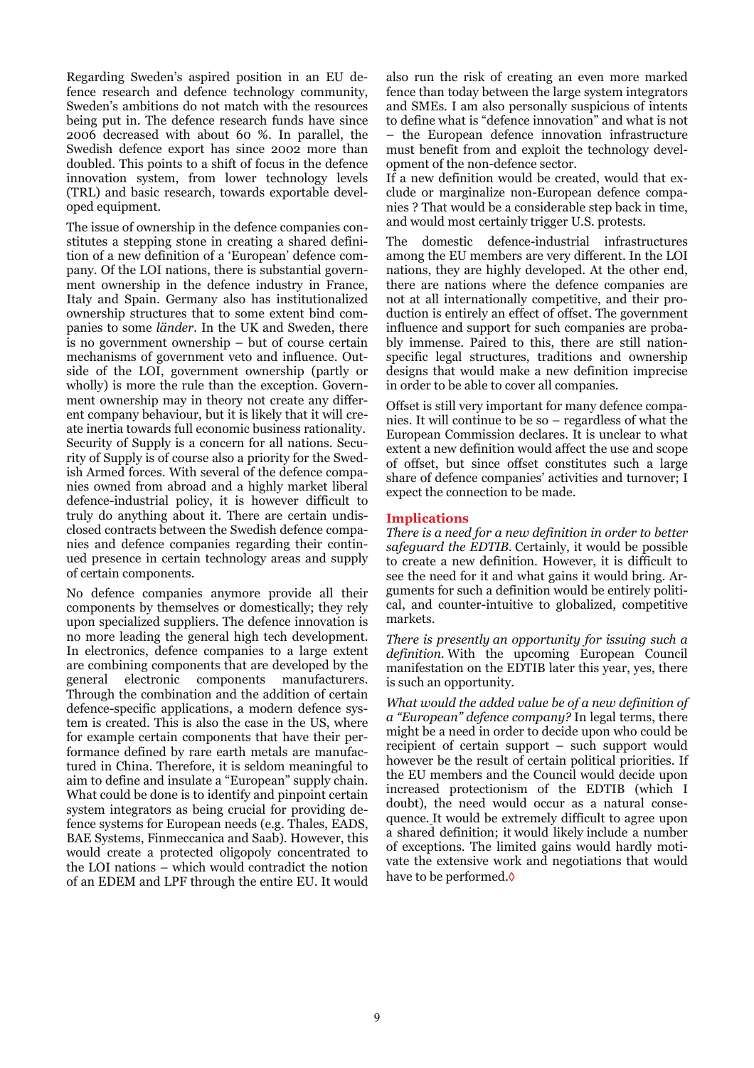Regarding Sweden's aspired position in an EU defence research and defence technology community, Sweden's ambitions do not match with the resources being put in. The defence research funds have since 2006 decreased with about 60 %. In parallel, the Swedish defence export has since 2002 more than doubled. This points to a shift of focus in the defence innovation system, from lower technology levels (TRL) and basic research, towards exportable developed equipment.

The issue of ownership in the defence companies constitutes a stepping stone in creating a shared definition of a new definition of a 'European' defence company. Of the LOI nations, there is substantial government ownership in the defence industry in France, Italy and Spain. Germany also has institutionalized ownership structures that to some extent bind companies to some *länder*. In the UK and Sweden, there is no government ownership – but of course certain mechanisms of government veto and influence. Outside of the LOI, government ownership (partly or wholly) is more the rule than the exception. Government ownership may in theory not create any different company behaviour, but it is likely that it will create inertia towards full economic business rationality. Security of Supply is a concern for all nations. Security of Supply is of course also a priority for the Swedish Armed forces. With several of the defence companies owned from abroad and a highly market liberal defence-industrial policy, it is however difficult to truly do anything about it. There are certain undisclosed contracts between the Swedish defence companies and defence companies regarding their continued presence in certain technology areas and supply of certain components.

No defence companies anymore provide all their components by themselves or domestically; they rely upon specialized suppliers. The defence innovation is no more leading the general high tech development. In electronics, defence companies to a large extent are combining components that are developed by the general electronic components manufacturers. Through the combination and the addition of certain defence-specific applications, a modern defence system is created. This is also the case in the US, where for example certain components that have their performance defined by rare earth metals are manufactured in China. Therefore, it is seldom meaningful to aim to define and insulate a "European" supply chain. What could be done is to identify and pinpoint certain system integrators as being crucial for providing defence systems for European needs (e.g. Thales, EADS, BAE Systems, Finmeccanica and Saab). However, this would create a protected oligopoly concentrated to the LOI nations – which would contradict the notion of an EDEM and LPF through the entire EU. It would also run the risk of creating an even more marked fence than today between the large system integrators and SMEs. I am also personally suspicious of intents to define what is "defence innovation" and what is not – the European defence innovation infrastructure must benefit from and exploit the technology development of the non-defence sector.

If a new definition would be created, would that exclude or marginalize non-European defence companies ? That would be a considerable step back in time, and would most certainly trigger U.S. protests.

The domestic defence-industrial infrastructures among the EU members are very different. In the LOI nations, they are highly developed. At the other end, there are nations where the defence companies are not at all internationally competitive, and their production is entirely an effect of offset. The government influence and support for such companies are probably immense. Paired to this, there are still nation-specific legal structures, traditions and ownership designs that would make a new definition imprecise in order to be able to cover all companies.

Offset is still very important for many defence companies. It will continue to be so – regardless of what the European Commission declares. It is unclear to what extent a new definition would affect the use and scope of offset, but since offset constitutes such a large share of defence companies' activities and turnover; I expect the connection to be made.

## Implications

*There is a need for a new definition in order to better safeguard the EDTIB.* Certainly, it would be possible to create a new definition. However, it is difficult to see the need for it and what gains it would bring. Arguments for such a definition would be entirely political, and counter-intuitive to globalized, competitive markets.

*There is presently an opportunity for issuing such a definition.* With the upcoming European Council manifestation on the EDTIB later this year, yes, there is such an opportunity.

*What would the added value be of a new definition of a "European" defence company?* In legal terms, there might be a need in order to decide upon who could be recipient of certain support – such support would however be the result of certain political priorities. If the EU members and the Council would decide upon increased protectionism of the EDTIB (which I doubt), the need would occur as a natural consequence. It would be extremely difficult to agree upon a shared definition; it would likely include a number of exceptions. The limited gains would hardly motivate the extensive work and negotiations that would have to be performed.◊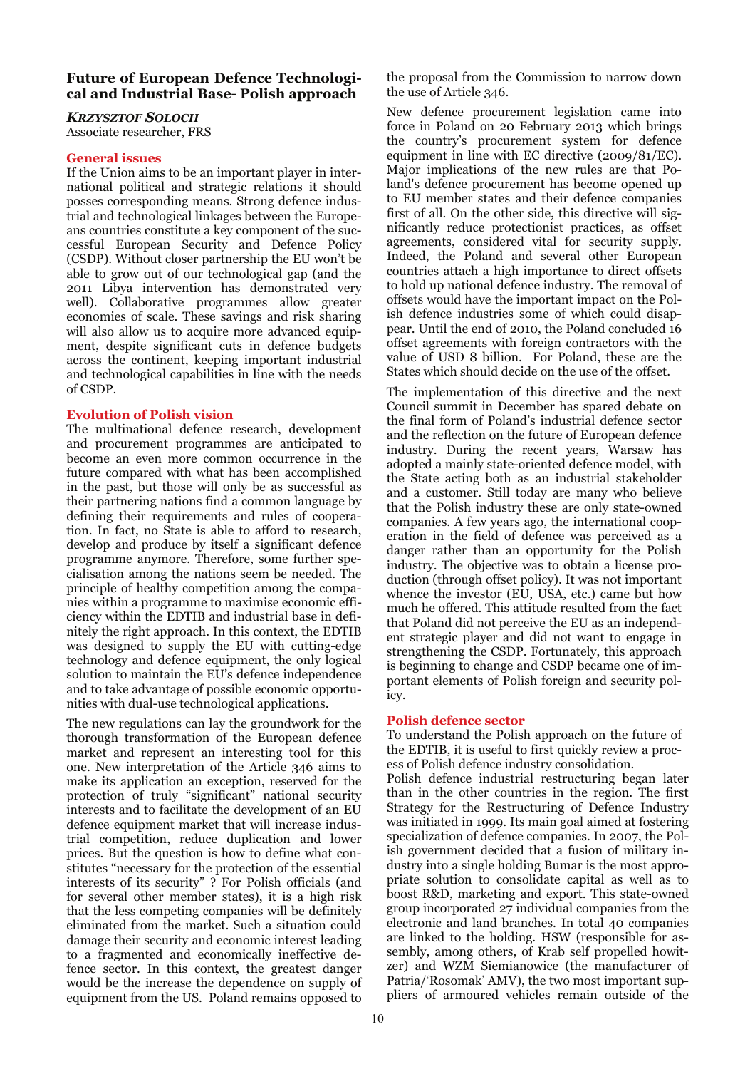## Future of European Defence Technological and Industrial Base- Polish approach

***Krzysztof Soloch***
Associate researcher, FRS

### General issues

If the Union aims to be an important player in international political and strategic relations it should posses corresponding means. Strong defence industrial and technological linkages between the Europeans countries constitute a key component of the successful European Security and Defence Policy (CSDP). Without closer partnership the EU won't be able to grow out of our technological gap (and the 2011 Libya intervention has demonstrated very well). Collaborative programmes allow greater economies of scale. These savings and risk sharing will also allow us to acquire more advanced equipment, despite significant cuts in defence budgets across the continent, keeping important industrial and technological capabilities in line with the needs of CSDP.

### Evolution of Polish vision

The multinational defence research, development and procurement programmes are anticipated to become an even more common occurrence in the future compared with what has been accomplished in the past, but those will only be as successful as their partnering nations find a common language by defining their requirements and rules of cooperation. In fact, no State is able to afford to research, develop and produce by itself a significant defence programme anymore. Therefore, some further specialisation among the nations seem be needed. The principle of healthy competition among the companies within a programme to maximise economic efficiency within the EDTIB and industrial base in definitely the right approach. In this context, the EDTIB was designed to supply the EU with cutting-edge technology and defence equipment, the only logical solution to maintain the EU's defence independence and to take advantage of possible economic opportunities with dual-use technological applications.

The new regulations can lay the groundwork for the thorough transformation of the European defence market and represent an interesting tool for this one. New interpretation of the Article 346 aims to make its application an exception, reserved for the protection of truly "significant" national security interests and to facilitate the development of an EU defence equipment market that will increase industrial competition, reduce duplication and lower prices. But the question is how to define what constitutes "necessary for the protection of the essential interests of its security" ? For Polish officials (and for several other member states), it is a high risk that the less competing companies will be definitely eliminated from the market. Such a situation could damage their security and economic interest leading to a fragmented and economically ineffective defence sector. In this context, the greatest danger would be the increase the dependence on supply of equipment from the US. Poland remains opposed to the proposal from the Commission to narrow down the use of Article 346.

New defence procurement legislation came into force in Poland on 20 February 2013 which brings the country's procurement system for defence equipment in line with EC directive (2009/81/EC). Major implications of the new rules are that Poland's defence procurement has become opened up to EU member states and their defence companies first of all. On the other side, this directive will significantly reduce protectionist practices, as offset agreements, considered vital for security supply. Indeed, the Poland and several other European countries attach a high importance to direct offsets to hold up national defence industry. The removal of offsets would have the important impact on the Polish defence industries some of which could disappear. Until the end of 2010, the Poland concluded 16 offset agreements with foreign contractors with the value of USD 8 billion. For Poland, these are the States which should decide on the use of the offset.

The implementation of this directive and the next Council summit in December has spared debate on the final form of Poland's industrial defence sector and the reflection on the future of European defence industry. During the recent years, Warsaw has adopted a mainly state-oriented defence model, with the State acting both as an industrial stakeholder and a customer. Still today are many who believe that the Polish industry these are only state-owned companies. A few years ago, the international cooperation in the field of defence was perceived as a danger rather than an opportunity for the Polish industry. The objective was to obtain a license production (through offset policy). It was not important whence the investor (EU, USA, etc.) came but how much he offered. This attitude resulted from the fact that Poland did not perceive the EU as an independent strategic player and did not want to engage in strengthening the CSDP. Fortunately, this approach is beginning to change and CSDP became one of important elements of Polish foreign and security policy.

### Polish defence sector

To understand the Polish approach on the future of the EDTIB, it is useful to first quickly review a process of Polish defence industry consolidation.

Polish defence industrial restructuring began later than in the other countries in the region. The first Strategy for the Restructuring of Defence Industry was initiated in 1999. Its main goal aimed at fostering specialization of defence companies. In 2007, the Polish government decided that a fusion of military industry into a single holding Bumar is the most appropriate solution to consolidate capital as well as to boost R&D, marketing and export. This state-owned group incorporated 27 individual companies from the electronic and land branches. In total 40 companies are linked to the holding. HSW (responsible for assembly, among others, of Krab self propelled howitzer) and WZM Siemianowice (the manufacturer of Patria/'Rosomak' AMV), the two most important suppliers of armoured vehicles remain outside of the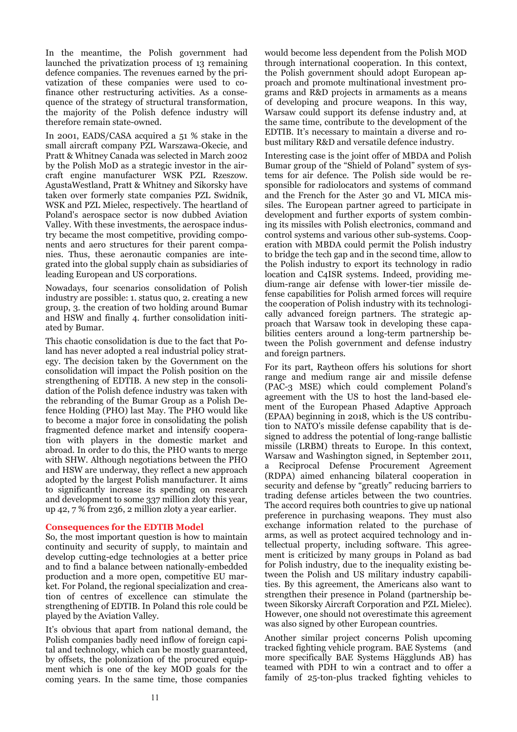In the meantime, the Polish government had launched the privatization process of 13 remaining defence companies. The revenues earned by the privatization of these companies were used to co-finance other restructuring activities. As a consequence of the strategy of structural transformation, the majority of the Polish defence industry will therefore remain state-owned.

In 2001, EADS/CASA acquired a 51 % stake in the small aircraft company PZL Warszawa-Okecie, and Pratt & Whitney Canada was selected in March 2002 by the Polish MoD as a strategic investor in the aircraft engine manufacturer WSK PZL Rzeszow. AgustaWestland, Pratt & Whitney and Sikorsky have taken over formerly state companies PZL Swidnik, WSK and PZL Mielec, respectively. The heartland of Poland's aerospace sector is now dubbed Aviation Valley. With these investments, the aerospace industry became the most competitive, providing components and aero structures for their parent companies. Thus, these aeronautic companies are integrated into the global supply chain as subsidiaries of leading European and US corporations.

Nowadays, four scenarios consolidation of Polish industry are possible: 1. status quo, 2. creating a new group, 3. the creation of two holding around Bumar and HSW and finally 4. further consolidation initiated by Bumar.

This chaotic consolidation is due to the fact that Poland has never adopted a real industrial policy strategy. The decision taken by the Government on the consolidation will impact the Polish position on the strengthening of EDTIB. A new step in the consolidation of the Polish defence industry was taken with the rebranding of the Bumar Group as a Polish Defence Holding (PHO) last May. The PHO would like to become a major force in consolidating the polish fragmented defence market and intensify cooperation with players in the domestic market and abroad. In order to do this, the PHO wants to merge with SHW. Although negotiations between the PHO and HSW are underway, they reflect a new approach adopted by the largest Polish manufacturer. It aims to significantly increase its spending on research and development to some 337 million zloty this year, up 42, 7 % from 236, 2 million zloty a year earlier.

### Consequences for the EDTIB Model

So, the most important question is how to maintain continuity and security of supply, to maintain and develop cutting-edge technologies at a better price and to find a balance between nationally-embedded production and a more open, competitive EU market. For Poland, the regional specialization and creation of centres of excellence can stimulate the strengthening of EDTIB. In Poland this role could be played by the Aviation Valley.

It's obvious that apart from national demand, the Polish companies badly need inflow of foreign capital and technology, which can be mostly guaranteed, by offsets, the polonization of the procured equipment which is one of the key MOD goals for the coming years. In the same time, those companies would become less dependent from the Polish MOD through international cooperation. In this context, the Polish government should adopt European approach and promote multinational investment programs and R&D projects in armaments as a means of developing and procure weapons. In this way, Warsaw could support its defense industry and, at the same time, contribute to the development of the EDTIB. It's necessary to maintain a diverse and robust military R&D and versatile defence industry.

Interesting case is the joint offer of MBDA and Polish Bumar group of the "Shield of Poland" system of systems for air defence. The Polish side would be responsible for radiolocators and systems of command and the French for the Aster 30 and VL MICA missiles. The European partner agreed to participate in development and further exports of system combining its missiles with Polish electronics, command and control systems and various other sub-systems. Cooperation with MBDA could permit the Polish industry to bridge the tech gap and in the second time, allow to the Polish industry to export its technology in radio location and C4ISR systems. Indeed, providing medium-range air defense with lower-tier missile defense capabilities for Polish armed forces will require the cooperation of Polish industry with its technologically advanced foreign partners. The strategic approach that Warsaw took in developing these capabilities centers around a long-term partnership between the Polish government and defense industry and foreign partners.

For its part, Raytheon offers his solutions for short range and medium range air and missile defense (PAC-3 MSE) which could complement Poland's agreement with the US to host the land-based element of the European Phased Adaptive Approach (EPAA) beginning in 2018, which is the US contribution to NATO's missile defense capability that is designed to address the potential of long-range ballistic missile (LRBM) threats to Europe. In this context, Warsaw and Washington signed, in September 2011, a Reciprocal Defense Procurement Agreement (RDPA) aimed enhancing bilateral cooperation in security and defense by "greatly" reducing barriers to trading defense articles between the two countries. The accord requires both countries to give up national preference in purchasing weapons. They must also exchange information related to the purchase of arms, as well as protect acquired technology and intellectual property, including software. This agreement is criticized by many groups in Poland as bad for Polish industry, due to the inequality existing between the Polish and US military industry capabilities. By this agreement, the Americans also want to strengthen their presence in Poland (partnership between Sikorsky Aircraft Corporation and PZL Mielec). However, one should not overestimate this agreement was also signed by other European countries.

Another similar project concerns Polish upcoming tracked fighting vehicle program. BAE Systems (and more specifically BAE Systems Hägglunds AB) has teamed with PDH to win a contract and to offer a family of 25-ton-plus tracked fighting vehicles to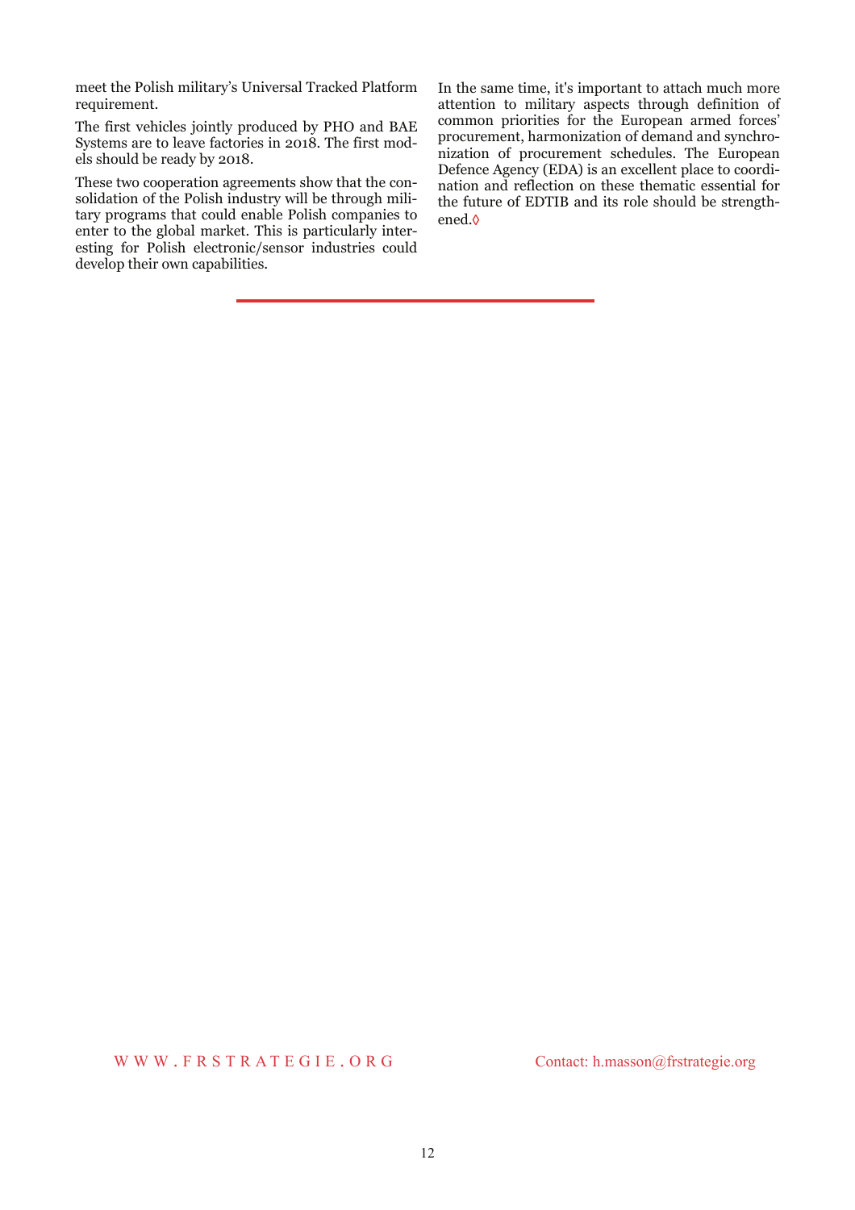meet the Polish military's Universal Tracked Platform requirement.

The first vehicles jointly produced by PHO and BAE Systems are to leave factories in 2018. The first models should be ready by 2018.

These two cooperation agreements show that the consolidation of the Polish industry will be through military programs that could enable Polish companies to enter to the global market. This is particularly interesting for Polish electronic/sensor industries could develop their own capabilities.

In the same time, it's important to attach much more attention to military aspects through definition of common priorities for the European armed forces' procurement, harmonization of demand and synchronization of procurement schedules. The European Defence Agency (EDA) is an excellent place to coordination and reflection on these thematic essential for the future of EDTIB and its role should be strengthened.◊

---

WWW.FRSTRATEGIE.ORG

Contact: h.masson@frstrategie.org